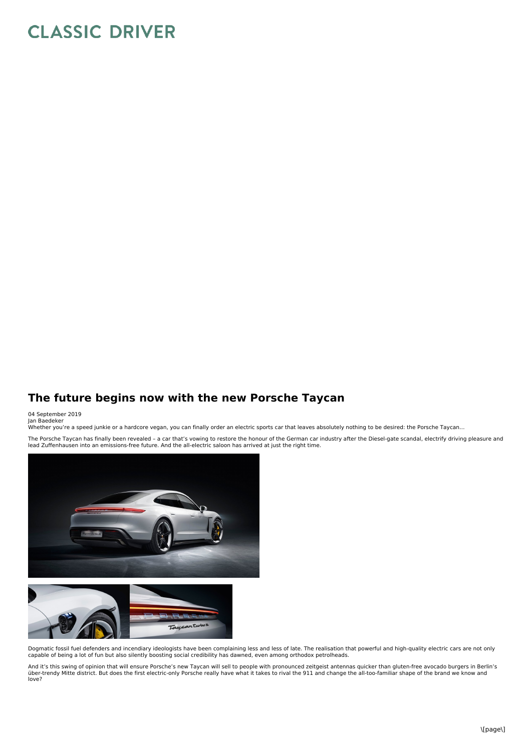# CLASSIC DRIVER

## The future begins now with the new Porsche Taycan

04 September 2019
Jan Baedeker

Whether you're a speed junkie or a hardcore vegan, you can finally order an electric sports car that leaves absolutely nothing to be desired: the Porsche Taycan…

The Porsche Taycan has finally been revealed – a car that's vowing to restore the honour of the German car industry after the Diesel-gate scandal, electrify driving pleasure and lead Zuffenhausen into an emissions-free future. And the all-electric saloon has arrived at just the right time.

Dogmatic fossil fuel defenders and incendiary ideologists have been complaining less and less of late. The realisation that powerful and high-quality electric cars are not only capable of being a lot of fun but also silently boosting social credibility has dawned, even among orthodox petrolheads.

And it's this swing of opinion that will ensure Porsche's new Taycan will sell to people with pronounced zeitgeist antennas quicker than gluten-free avocado burgers in Berlin's über-trendy Mitte district. But does the first electric-only Porsche really have what it takes to rival the 911 and change the all-too-familiar shape of the brand we know and love?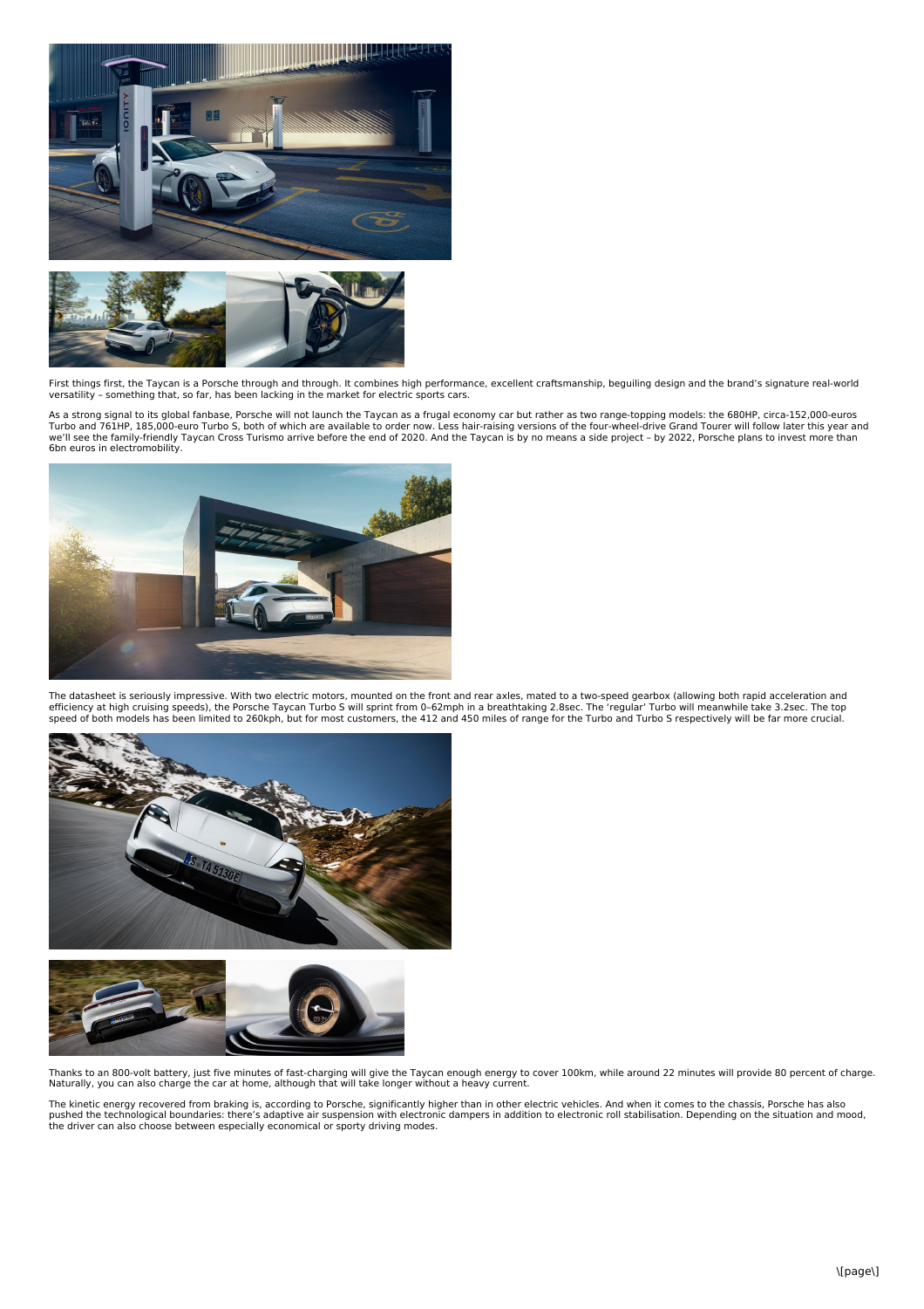First things first, the Taycan is a Porsche through and through. It combines high performance, excellent craftsmanship, beguiling design and the brand's signature real-world versatility – something that, so far, has been lacking in the market for electric sports cars.

As a strong signal to its global fanbase, Porsche will not launch the Taycan as a frugal economy car but rather as two range-topping models: the 680HP, circa-152,000-euros Turbo and 761HP, 185,000-euro Turbo S, both of which are available to order now. Less hair-raising versions of the four-wheel-drive Grand Tourer will follow later this year and we'll see the family-friendly Taycan Cross Turismo arrive before the end of 2020. And the Taycan is by no means a side project – by 2022, Porsche plans to invest more than 6bn euros in electromobility.

The datasheet is seriously impressive. With two electric motors, mounted on the front and rear axles, mated to a two-speed gearbox (allowing both rapid acceleration and efficiency at high cruising speeds), the Porsche Taycan Turbo S will sprint from 0–62mph in a breathtaking 2.8sec. The 'regular' Turbo will meanwhile take 3.2sec. The top speed of both models has been limited to 260kph, but for most customers, the 412 and 450 miles of range for the Turbo and Turbo S respectively will be far more crucial.

Thanks to an 800-volt battery, just five minutes of fast-charging will give the Taycan enough energy to cover 100km, while around 22 minutes will provide 80 percent of charge. Naturally, you can also charge the car at home, although that will take longer without a heavy current.

The kinetic energy recovered from braking is, according to Porsche, significantly higher than in other electric vehicles. And when it comes to the chassis, Porsche has also pushed the technological boundaries: there's adaptive air suspension with electronic dampers in addition to electronic roll stabilisation. Depending on the situation and mood, the driver can also choose between especially economical or sporty driving modes.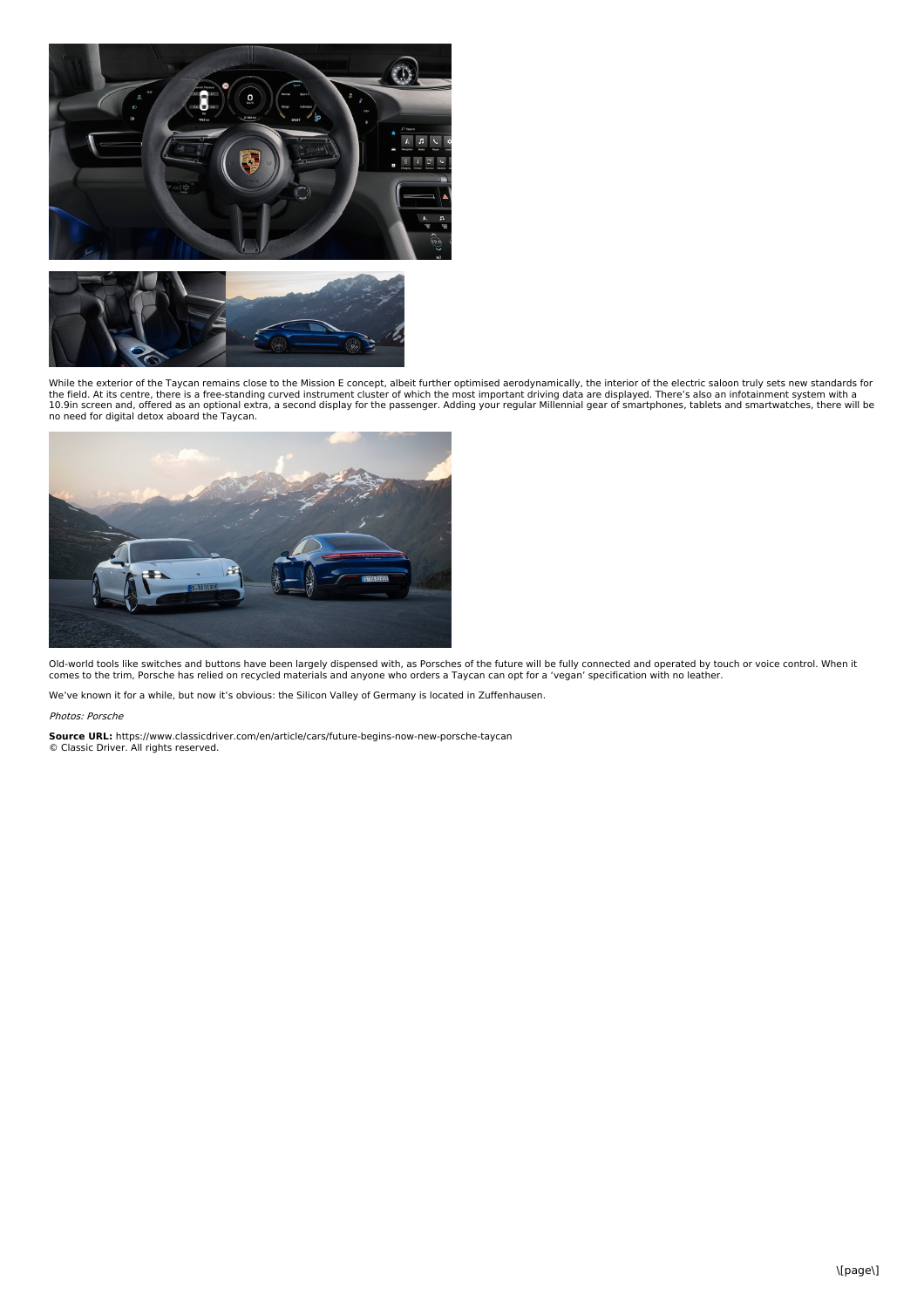While the exterior of the Taycan remains close to the Mission E concept, albeit further optimised aerodynamically, the interior of the electric saloon truly sets new standards for the field. At its centre, there is a free-standing curved instrument cluster of which the most important driving data are displayed. There's also an infotainment system with a 10.9in screen and, offered as an optional extra, a second display for the passenger. Adding your regular Millennial gear of smartphones, tablets and smartwatches, there will be no need for digital detox aboard the Taycan.

Old-world tools like switches and buttons have been largely dispensed with, as Porsches of the future will be fully connected and operated by touch or voice control. When it comes to the trim, Porsche has relied on recycled materials and anyone who orders a Taycan can opt for a 'vegan' specification with no leather.

We've known it for a while, but now it's obvious: the Silicon Valley of Germany is located in Zuffenhausen.

*Photos: Porsche*

**Source URL:** https://www.classicdriver.com/en/article/cars/future-begins-now-new-porsche-taycan
© Classic Driver. All rights reserved.